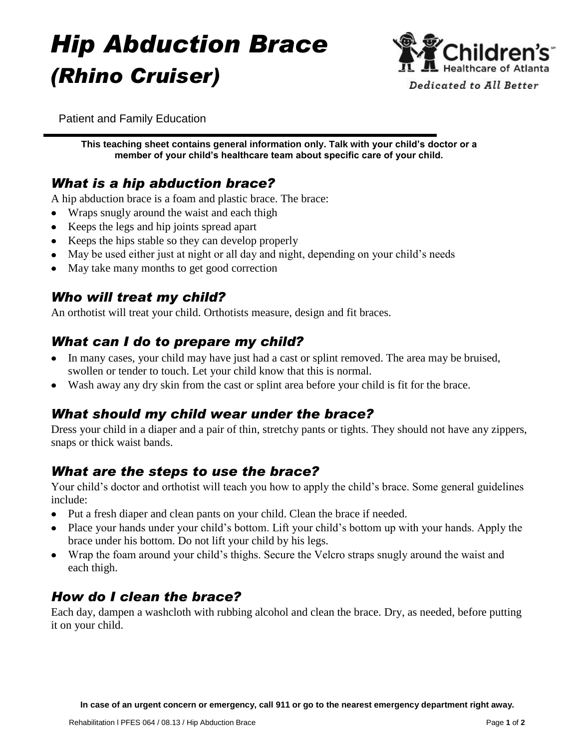# *Hip Abduction Brace (Rhino Cruiser)*

Patient and Family Education

**This teaching sheet contains general information only. Talk with your child's doctor or a member of your child's healthcare team about specific care of your child.**

## *What is a hip abduction brace?*

A hip abduction brace is a foam and plastic brace. The brace:

- Wraps snugly around the waist and each thigh
- Keeps the legs and hip joints spread apart
- Keeps the hips stable so they can develop properly
- May be used either just at night or all day and night, depending on your child's needs
- May take many months to get good correction

## *Who will treat my child?*

An orthotist will treat your child. Orthotists measure, design and fit braces.

## *What can I do to prepare my child?*

- In many cases, your child may have just had a cast or splint removed. The area may be bruised, swollen or tender to touch. Let your child know that this is normal.
- Wash away any dry skin from the cast or splint area before your child is fit for the brace.

## *What should my child wear under the brace?*

Dress your child in a diaper and a pair of thin, stretchy pants or tights. They should not have any zippers, snaps or thick waist bands.

## *What are the steps to use the brace?*

Your child's doctor and orthotist will teach you how to apply the child's brace. Some general guidelines include:

- Put a fresh diaper and clean pants on your child. Clean the brace if needed.
- Place your hands under your child's bottom. Lift your child's bottom up with your hands. Apply the brace under his bottom. Do not lift your child by his legs.
- Wrap the foam around your child's thighs. Secure the Velcro straps snugly around the waist and each thigh.

## *How do I clean the brace?*

Each day, dampen a washcloth with rubbing alcohol and clean the brace. Dry, as needed, before putting it on your child.

**In case of an urgent concern or emergency, call 911 or go to the nearest emergency department right away.**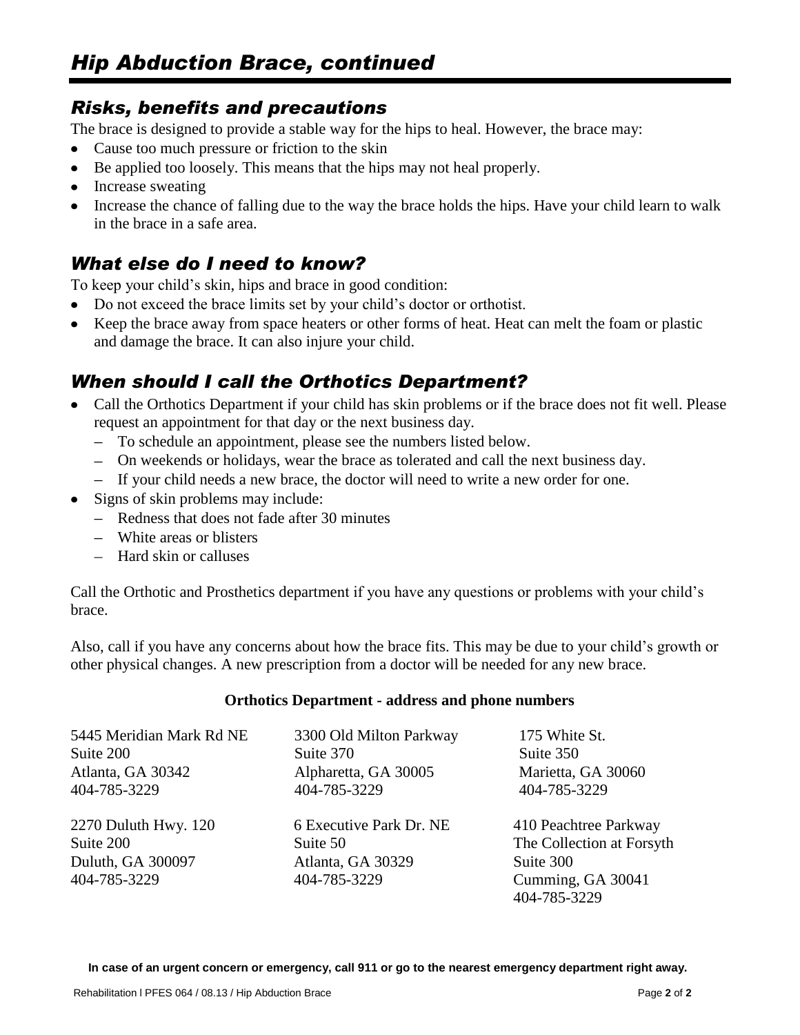# *Hip Abduction Brace, continued*

## *Risks, benefits and precautions*

The brace is designed to provide a stable way for the hips to heal. However, the brace may:

- Cause too much pressure or friction to the skin
- Be applied too loosely. This means that the hips may not heal properly.
- Increase sweating
- Increase the chance of falling due to the way the brace holds the hips. Have your child learn to walk in the brace in a safe area.

## *What else do I need to know?*

To keep your child's skin, hips and brace in good condition:

- Do not exceed the brace limits set by your child's doctor or orthotist.
- Keep the brace away from space heaters or other forms of heat. Heat can melt the foam or plastic and damage the brace. It can also injure your child.

## *When should I call the Orthotics Department?*

- Call the Orthotics Department if your child has skin problems or if the brace does not fit well. Please request an appointment for that day or the next business day.
  - To schedule an appointment, please see the numbers listed below.
  - On weekends or holidays, wear the brace as tolerated and call the next business day.
  - If your child needs a new brace, the doctor will need to write a new order for one.
- Signs of skin problems may include:
  - Redness that does not fade after 30 minutes
  - White areas or blisters
  - Hard skin or calluses

Call the Orthotic and Prosthetics department if you have any questions or problems with your child's brace.

Also, call if you have any concerns about how the brace fits. This may be due to your child's growth or other physical changes. A new prescription from a doctor will be needed for any new brace.

**Orthotics Department - address and phone numbers**

5445 Meridian Mark Rd NE
Suite 200
Atlanta, GA 30342
404-785-3229

3300 Old Milton Parkway
Suite 370
Alpharetta, GA 30005
404-785-3229

175 White St.
Suite 350
Marietta, GA 30060
404-785-3229

2270 Duluth Hwy. 120
Suite 200
Duluth, GA 300097
404-785-3229

6 Executive Park Dr. NE
Suite 50
Atlanta, GA 30329
404-785-3229

410 Peachtree Parkway
The Collection at Forsyth
Suite 300
Cumming, GA 30041
404-785-3229

**In case of an urgent concern or emergency, call 911 or go to the nearest emergency department right away.**

Rehabilitation l PFES 064 / 08.13 / Hip Abduction Brace